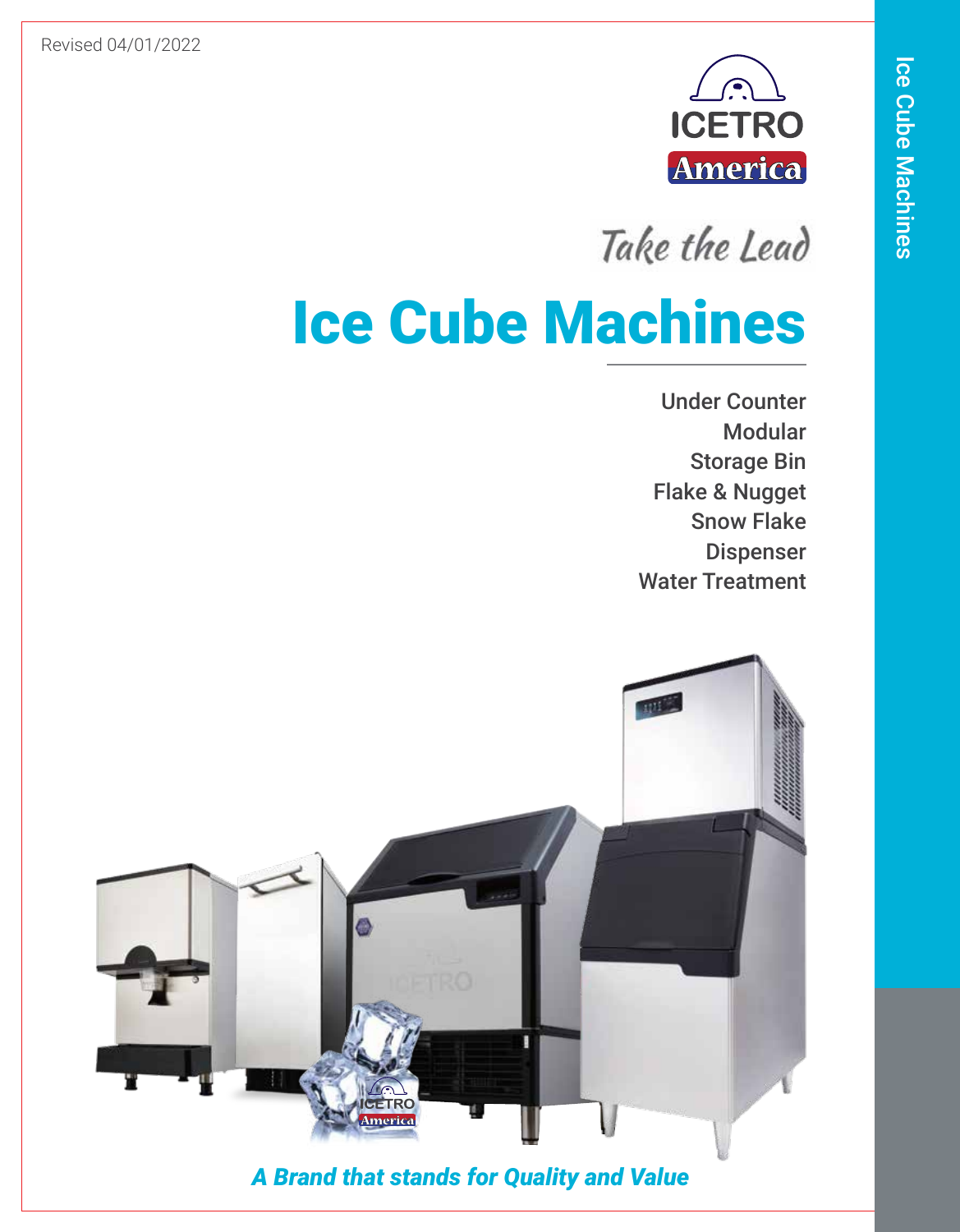Revised 04/01/2022

ICETRO America

*Take the Lead*

# Ice Cube Machines

Under Counter
Modular
Storage Bin
Flake & Nugget
Snow Flake
Dispenser
Water Treatment

***A Brand that stands for Quality and Value***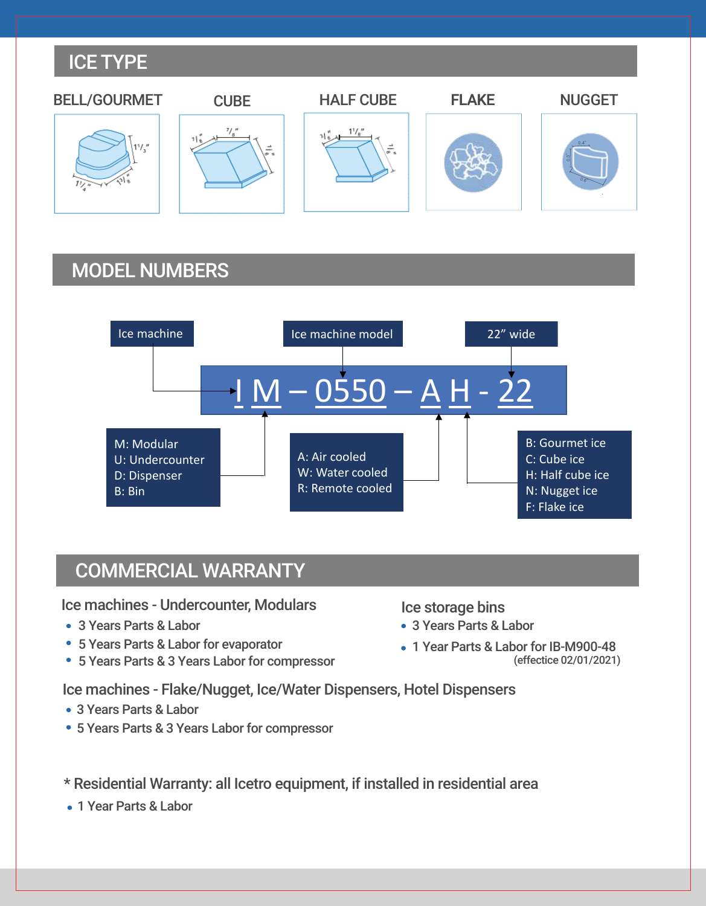## ICE TYPE

BELL/GOURMET | CUBE | HALF CUBE | FLAKE | NUGGET

## MODEL NUMBERS

**I M – 0550 – A H - 22**

- I M: Ice machine
- M: Modular / U: Undercounter / D: Dispenser / B: Bin
- 0550: Ice machine model
- A: Air cooled / W: Water cooled / R: Remote cooled
- H: B: Gourmet ice / C: Cube ice / H: Half cube ice / N: Nugget ice / F: Flake ice
- 22: 22” wide

## COMMERCIAL WARRANTY

### Ice machines - Undercounter, Modulars

- 3 Years Parts & Labor
- 5 Years Parts & Labor for evaporator
- 5 Years Parts & 3 Years Labor for compressor

### Ice storage bins

- 3 Years Parts & Labor
- 1 Year Parts & Labor for IB-M900-48 (effectice 02/01/2021)

### Ice machines - Flake/Nugget, Ice/Water Dispensers, Hotel Dispensers

- 3 Years Parts & Labor
- 5 Years Parts & 3 Years Labor for compressor

### * Residential Warranty: all Icetro equipment, if installed in residential area

- 1 Year Parts & Labor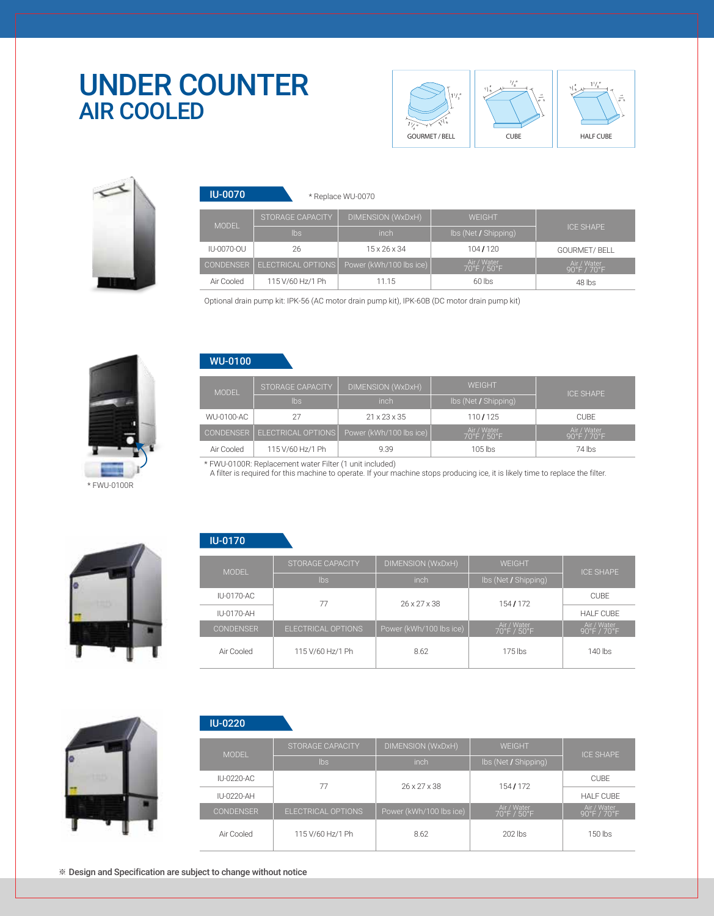# UNDER COUNTER
## AIR COOLED

GOURMET / BELL — CUBE — HALF CUBE

### IU-0070

* Replace WU-0070

| MODEL | STORAGE CAPACITY | DIMENSION (WxDxH) | WEIGHT | ICE SHAPE |
|---|---|---|---|---|
| | lbs | inch | lbs (Net / Shipping) | |
| IU-0070-OU | 26 | 15 x 26 x 34 | 104 / 120 | GOURMET/ BELL |
| CONDENSER | ELECTRICAL OPTIONS | Power (kWh/100 lbs ice) | Air / Water 70°F / 50°F | Air / Water 90°F / 70°F |
| Air Cooled | 115 V/60 Hz/1 Ph | 11.15 | 60 lbs | 48 lbs |

Optional drain pump kit: IPK-56 (AC motor drain pump kit), IPK-60B (DC motor drain pump kit)

### WU-0100

| MODEL | STORAGE CAPACITY | DIMENSION (WxDxH) | WEIGHT | ICE SHAPE |
|---|---|---|---|---|
| | lbs | inch | lbs (Net / Shipping) | |
| WU-0100-AC | 27 | 21 x 23 x 35 | 110 / 125 | CUBE |
| CONDENSER | ELECTRICAL OPTIONS | Power (kWh/100 lbs ice) | Air / Water 70°F / 50°F | Air / Water 90°F / 70°F |
| Air Cooled | 115 V/60 Hz/1 Ph | 9.39 | 105 lbs | 74 lbs |

* FWU-0100R: Replacement water Filter (1 unit included)
  A filter is required for this machine to operate. If your machine stops producing ice, it is likely time to replace the filter.

* FWU-0100R

### IU-0170

| MODEL | STORAGE CAPACITY | DIMENSION (WxDxH) | WEIGHT | ICE SHAPE |
|---|---|---|---|---|
| | lbs | inch | lbs (Net / Shipping) | |
| IU-0170-AC | 77 | 26 x 27 x 38 | 154 / 172 | CUBE |
| IU-0170-AH | | | | HALF CUBE |
| CONDENSER | ELECTRICAL OPTIONS | Power (kWh/100 lbs ice) | Air / Water 70°F / 50°F | Air / Water 90°F / 70°F |
| Air Cooled | 115 V/60 Hz/1 Ph | 8.62 | 175 lbs | 140 lbs |

### IU-0220

| MODEL | STORAGE CAPACITY | DIMENSION (WxDxH) | WEIGHT | ICE SHAPE |
|---|---|---|---|---|
| | lbs | inch | lbs (Net / Shipping) | |
| IU-0220-AC | 77 | 26 x 27 x 38 | 154 / 172 | CUBE |
| IU-0220-AH | | | | HALF CUBE |
| CONDENSER | ELECTRICAL OPTIONS | Power (kWh/100 lbs ice) | Air / Water 70°F / 50°F | Air / Water 90°F / 70°F |
| Air Cooled | 115 V/60 Hz/1 Ph | 8.62 | 202 lbs | 150 lbs |

※ **Design and Specification are subject to change without notice**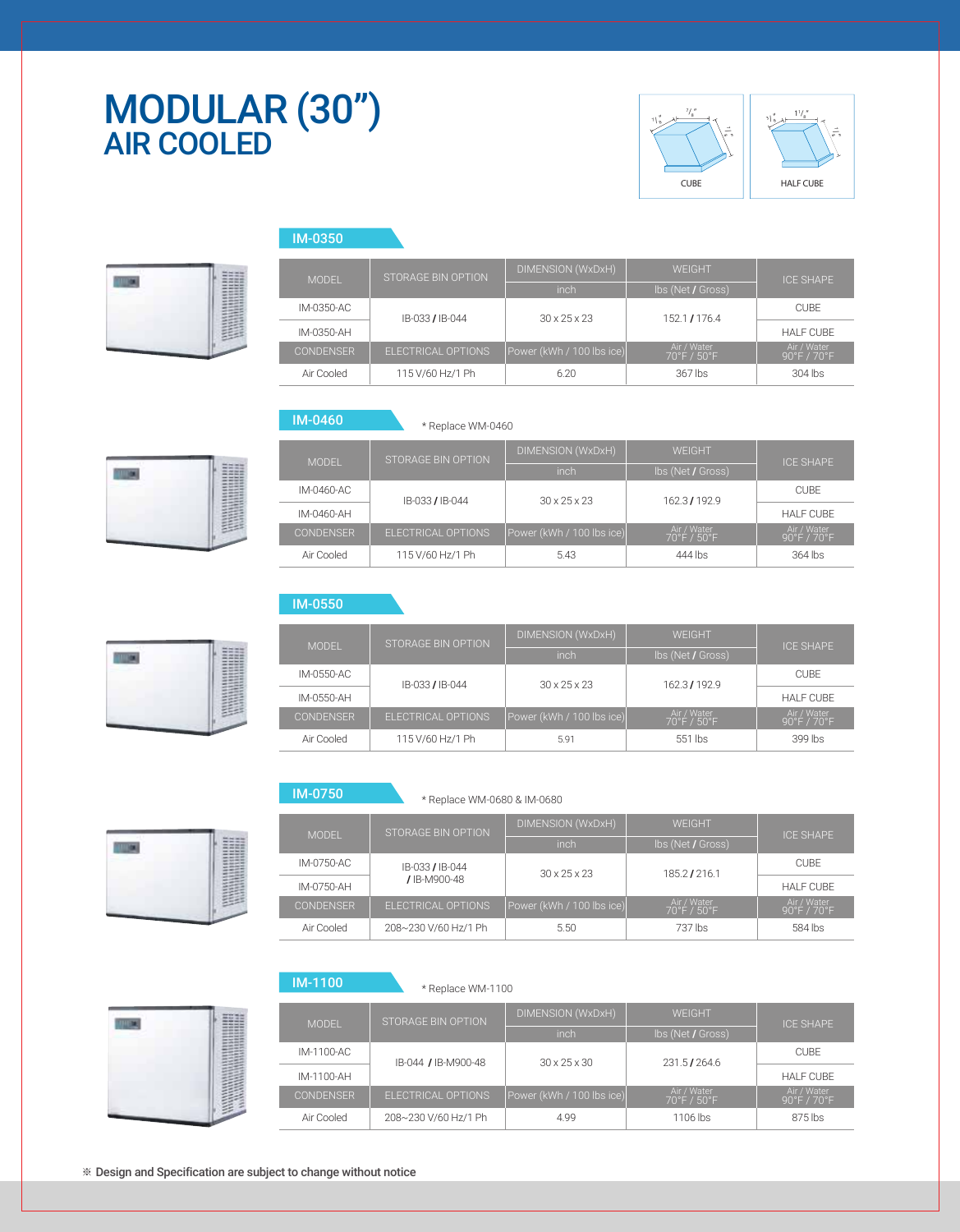# MODULAR (30")
## AIR COOLED

CUBE | HALF CUBE

### IM-0350

| MODEL | STORAGE BIN OPTION | DIMENSION (WxDxH) | WEIGHT | ICE SHAPE |
|---|---|---|---|---|
| | | inch | lbs (Net / Gross) | |
| IM-0350-AC | IB-033 / IB-044 | 30 x 25 x 23 | 152.1 / 176.4 | CUBE |
| IM-0350-AH | | | | HALF CUBE |
| CONDENSER | ELECTRICAL OPTIONS | Power (kWh / 100 lbs ice) | Air / Water 70°F / 50°F | Air / Water 90°F / 70°F |
| Air Cooled | 115 V/60 Hz/1 Ph | 6.20 | 367 lbs | 304 lbs |

### IM-0460

* Replace WM-0460

| MODEL | STORAGE BIN OPTION | DIMENSION (WxDxH) | WEIGHT | ICE SHAPE |
|---|---|---|---|---|
| | | inch | lbs (Net / Gross) | |
| IM-0460-AC | IB-033 / IB-044 | 30 x 25 x 23 | 162.3 / 192.9 | CUBE |
| IM-0460-AH | | | | HALF CUBE |
| CONDENSER | ELECTRICAL OPTIONS | Power (kWh / 100 lbs ice) | Air / Water 70°F / 50°F | Air / Water 90°F / 70°F |
| Air Cooled | 115 V/60 Hz/1 Ph | 5.43 | 444 lbs | 364 lbs |

### IM-0550

| MODEL | STORAGE BIN OPTION | DIMENSION (WxDxH) | WEIGHT | ICE SHAPE |
|---|---|---|---|---|
| | | inch | lbs (Net / Gross) | |
| IM-0550-AC | IB-033 / IB-044 | 30 x 25 x 23 | 162.3 / 192.9 | CUBE |
| IM-0550-AH | | | | HALF CUBE |
| CONDENSER | ELECTRICAL OPTIONS | Power (kWh / 100 lbs ice) | Air / Water 70°F / 50°F | Air / Water 90°F / 70°F |
| Air Cooled | 115 V/60 Hz/1 Ph | 5.91 | 551 lbs | 399 lbs |

### IM-0750

* Replace WM-0680 & IM-0680

| MODEL | STORAGE BIN OPTION | DIMENSION (WxDxH) | WEIGHT | ICE SHAPE |
|---|---|---|---|---|
| | | inch | lbs (Net / Gross) | |
| IM-0750-AC | IB-033 / IB-044 / IB-M900-48 | 30 x 25 x 23 | 185.2 / 216.1 | CUBE |
| IM-0750-AH | | | | HALF CUBE |
| CONDENSER | ELECTRICAL OPTIONS | Power (kWh / 100 lbs ice) | Air / Water 70°F / 50°F | Air / Water 90°F / 70°F |
| Air Cooled | 208~230 V/60 Hz/1 Ph | 5.50 | 737 lbs | 584 lbs |

### IM-1100

* Replace WM-1100

| MODEL | STORAGE BIN OPTION | DIMENSION (WxDxH) | WEIGHT | ICE SHAPE |
|---|---|---|---|---|
| | | inch | lbs (Net / Gross) | |
| IM-1100-AC | IB-044 / IB-M900-48 | 30 x 25 x 30 | 231.5 / 264.6 | CUBE |
| IM-1100-AH | | | | HALF CUBE |
| CONDENSER | ELECTRICAL OPTIONS | Power (kWh / 100 lbs ice) | Air / Water 70°F / 50°F | Air / Water 90°F / 70°F |
| Air Cooled | 208~230 V/60 Hz/1 Ph | 4.99 | 1106 lbs | 875 lbs |

※ Design and Specification are subject to change without notice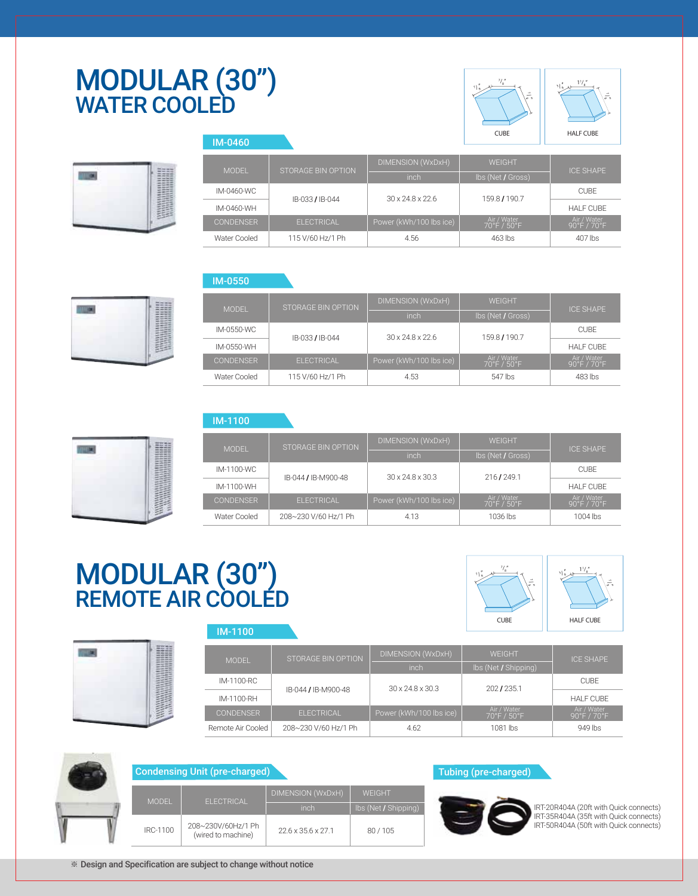# MODULAR (30") WATER COOLED

CUBE

HALF CUBE

### IM-0460

| MODEL | STORAGE BIN OPTION | DIMENSION (WxDxH) | WEIGHT | ICE SHAPE |
|---|---|---|---|---|
| | | inch | lbs (Net / Gross) | |
| IM-0460-WC | IB-033 / IB-044 | 30 x 24.8 x 22.6 | 159.8 / 190.7 | CUBE |
| IM-0460-WH | | | | HALF CUBE |
| CONDENSER | ELECTRICAL | Power (kWh/100 lbs ice) | Air / Water 70°F / 50°F | Air / Water 90°F / 70°F |
| Water Cooled | 115 V/60 Hz/1 Ph | 4.56 | 463 lbs | 407 lbs |

### IM-0550

| MODEL | STORAGE BIN OPTION | DIMENSION (WxDxH) | WEIGHT | ICE SHAPE |
|---|---|---|---|---|
| | | inch | lbs (Net / Gross) | |
| IM-0550-WC | IB-033 / IB-044 | 30 x 24.8 x 22.6 | 159.8 / 190.7 | CUBE |
| IM-0550-WH | | | | HALF CUBE |
| CONDENSER | ELECTRICAL | Power (kWh/100 lbs ice) | Air / Water 70°F / 50°F | Air / Water 90°F / 70°F |
| Water Cooled | 115 V/60 Hz/1 Ph | 4.53 | 547 lbs | 483 lbs |

### IM-1100

| MODEL | STORAGE BIN OPTION | DIMENSION (WxDxH) | WEIGHT | ICE SHAPE |
|---|---|---|---|---|
| | | inch | lbs (Net / Gross) | |
| IM-1100-WC | IB-044 / IB-M900-48 | 30 x 24.8 x 30.3 | 216 / 249.1 | CUBE |
| IM-1100-WH | | | | HALF CUBE |
| CONDENSER | ELECTRICAL | Power (kWh/100 lbs ice) | Air / Water 70°F / 50°F | Air / Water 90°F / 70°F |
| Water Cooled | 208~230 V/60 Hz/1 Ph | 4.13 | 1036 lbs | 1004 lbs |

# MODULAR (30") REMOTE AIR COOLED

CUBE

HALF CUBE

### IM-1100

| MODEL | STORAGE BIN OPTION | DIMENSION (WxDxH) | WEIGHT | ICE SHAPE |
|---|---|---|---|---|
| | | inch | lbs (Net / Shipping) | |
| IM-1100-RC | IB-044 / IB-M900-48 | 30 x 24.8 x 30.3 | 202 / 235.1 | CUBE |
| IM-1100-RH | | | | HALF CUBE |
| CONDENSER | ELECTRICAL | Power (kWh/100 lbs ice) | Air / Water 70°F / 50°F | Air / Water 90°F / 70°F |
| Remote Air Cooled | 208~230 V/60 Hz/1 Ph | 4.62 | 1081 lbs | 949 lbs |

### Condensing Unit (pre-charged)

| MODEL | ELECTRICAL | DIMENSION (WxDxH) | WEIGHT |
|---|---|---|---|
| | | inch | lbs (Net / Shipping) |
| IRC-1100 | 208~230V/60Hz/1 Ph (wired to machine) | 22.6 x 35.6 x 27.1 | 80 / 105 |

### Tubing (pre-charged)

IRT-20R404A (20ft with Quick connects)
IRT-35R404A (35ft with Quick connects)
IRT-50R404A (50ft with Quick connects)

※ Design and Specification are subject to change without notice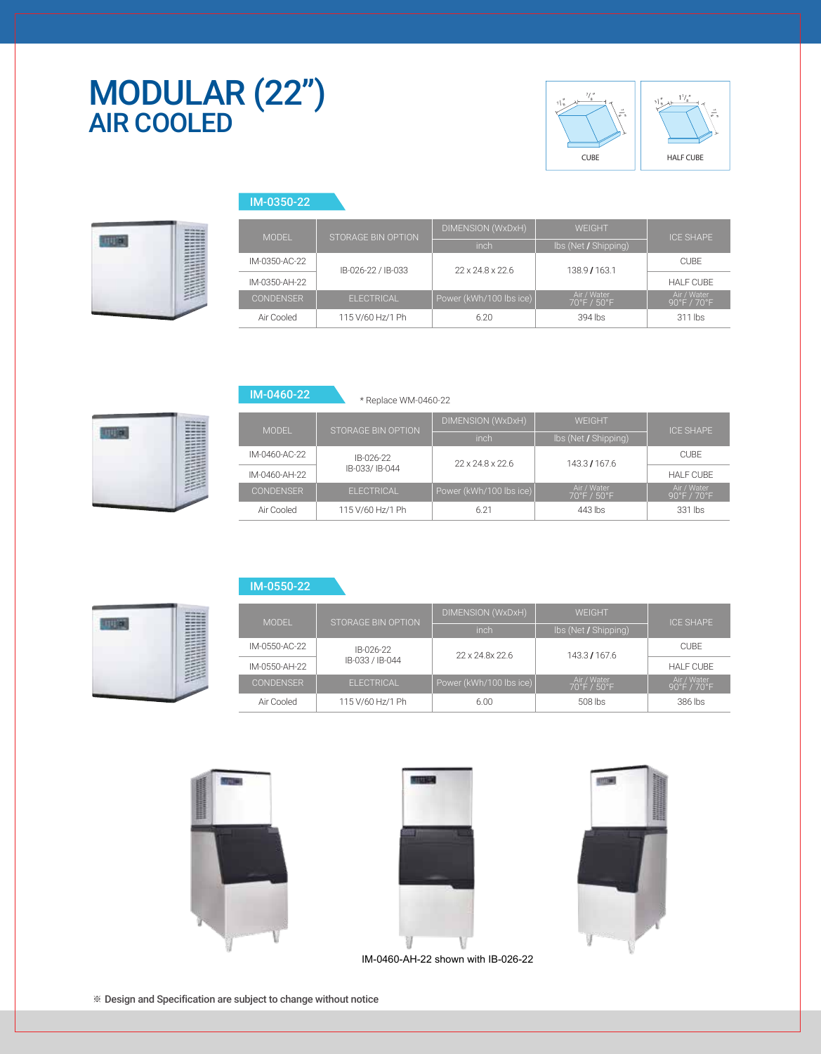# MODULAR (22")
## AIR COOLED

CUBE | HALF CUBE

### IM-0350-22

| MODEL | STORAGE BIN OPTION | DIMENSION (WxDxH) | WEIGHT | ICE SHAPE |
|---|---|---|---|---|
| | | inch | lbs (Net / Shipping) | |
| IM-0350-AC-22 | IB-026-22 / IB-033 | 22 x 24.8 x 22.6 | 138.9 / 163.1 | CUBE |
| IM-0350-AH-22 | | | | HALF CUBE |
| CONDENSER | ELECTRICAL | Power (kWh/100 lbs ice) | Air / Water 70°F / 50°F | Air / Water 90°F / 70°F |
| Air Cooled | 115 V/60 Hz/1 Ph | 6.20 | 394 lbs | 311 lbs |

### IM-0460-22

* Replace WM-0460-22

| MODEL | STORAGE BIN OPTION | DIMENSION (WxDxH) | WEIGHT | ICE SHAPE |
|---|---|---|---|---|
| | | inch | lbs (Net / Shipping) | |
| IM-0460-AC-22 | IB-026-22 IB-033/ IB-044 | 22 x 24.8 x 22.6 | 143.3 / 167.6 | CUBE |
| IM-0460-AH-22 | | | | HALF CUBE |
| CONDENSER | ELECTRICAL | Power (kWh/100 lbs ice) | Air / Water 70°F / 50°F | Air / Water 90°F / 70°F |
| Air Cooled | 115 V/60 Hz/1 Ph | 6.21 | 443 lbs | 331 lbs |

### IM-0550-22

| MODEL | STORAGE BIN OPTION | DIMENSION (WxDxH) | WEIGHT | ICE SHAPE |
|---|---|---|---|---|
| | | inch | lbs (Net / Shipping) | |
| IM-0550-AC-22 | IB-026-22 IB-033 / IB-044 | 22 x 24.8x 22.6 | 143.3 / 167.6 | CUBE |
| IM-0550-AH-22 | | | | HALF CUBE |
| CONDENSER | ELECTRICAL | Power (kWh/100 lbs ice) | Air / Water 70°F / 50°F | Air / Water 90°F / 70°F |
| Air Cooled | 115 V/60 Hz/1 Ph | 6.00 | 508 lbs | 386 lbs |

IM-0460-AH-22 shown with IB-026-22

※ **Design and Specification are subject to change without notice**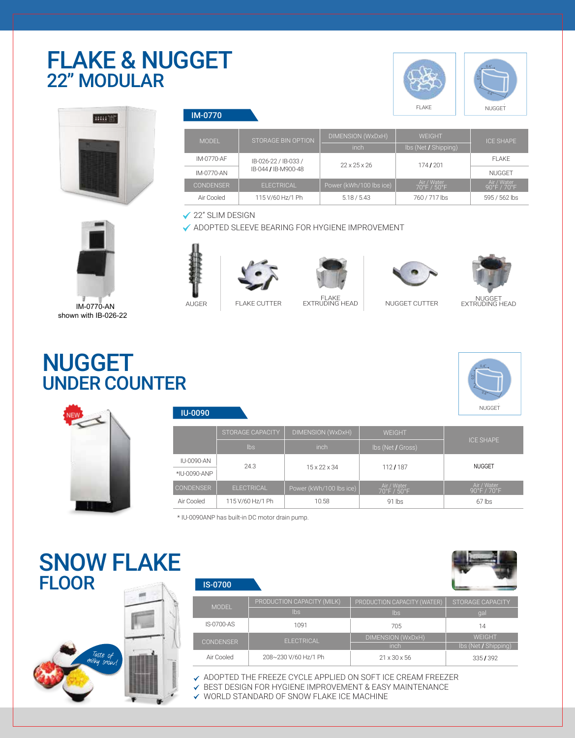# FLAKE & NUGGET
## 22" MODULAR

FLAKE | NUGGET

IM-0770-AN
shown with IB-026-22

### IM-0770

| MODEL | STORAGE BIN OPTION | DIMENSION (WxDxH) | WEIGHT | ICE SHAPE |
|---|---|---|---|---|
| | | inch | lbs (Net / Shipping) | |
| IM-0770-AF | IB-026-22 / IB-033 / IB-044 / IB-M900-48 | 22 x 25 x 26 | 174 / 201 | FLAKE |
| IM-0770-AN | | | | NUGGET |
| CONDENSER | ELECTRICAL | Power (kWh/100 lbs ice) | Air / Water 70°F / 50°F | Air / Water 90°F / 70°F |
| Air Cooled | 115 V/60 Hz/1 Ph | 5.18 / 5.43 | 760 / 717 lbs | 595 / 562 lbs |

- ✓ 22" SLIM DESIGN
- ✓ ADOPTED SLEEVE BEARING FOR HYGIENE IMPROVEMENT

AUGER | FLAKE CUTTER | FLAKE EXTRUDING HEAD | NUGGET CUTTER | NUGGET EXTRUDING HEAD

# NUGGET
## UNDER COUNTER

NUGGET

NEW

### IU-0090

| | STORAGE CAPACITY | DIMENSION (WxDxH) | WEIGHT | ICE SHAPE |
|---|---|---|---|---|
| | lbs | inch | lbs (Net / Gross) | |
| IU-0090-AN | 24.3 | 15 x 22 x 34 | 112 / 187 | NUGGET |
| *IU-0090-ANP | | | | |
| CONDENSER | ELECTRICAL | Power (kWh/100 lbs ice) | Air / Water 70°F / 50°F | Air / Water 90°F / 70°F |
| Air Cooled | 115 V/60 Hz/1 Ph | 10.58 | 91 lbs | 67 lbs |

\* IU-0090ANP has built-in DC motor drain pump.

# SNOW FLAKE
## FLOOR

*Taste of milky snow!*

### IS-0700

| MODEL | PRODUCTION CAPACITY (MILK) | PRODUCTION CAPACITY (WATER) | STORAGE CAPACITY |
|---|---|---|---|
| | lbs | lbs | gal |
| IS-0700-AS | 1091 | 705 | 14 |
| CONDENSER | ELECTRICAL | DIMENSION (WxDxH) | WEIGHT |
| | | inch | lbs (Net / Shipping) |
| Air Cooled | 208~230 V/60 Hz/1 Ph | 21 x 30 x 56 | 335 / 392 |

- ✓ ADOPTED THE FREEZE CYCLE APPLIED ON SOFT ICE CREAM FREEZER
- ✓ BEST DESIGN FOR HYGIENE IMPROVEMENT & EASY MAINTENANCE
- ✓ WORLD STANDARD OF SNOW FLAKE ICE MACHINE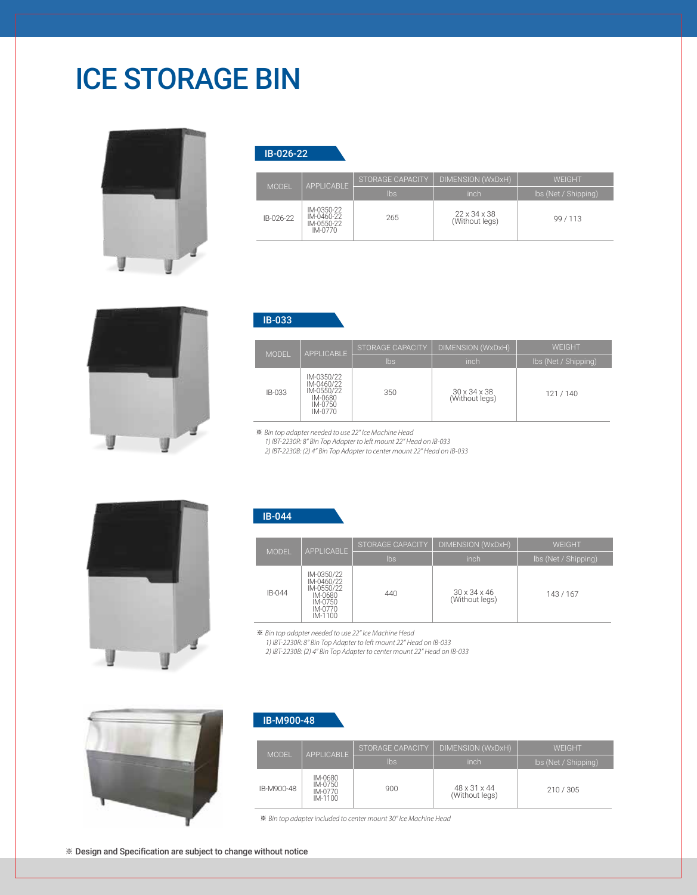# ICE STORAGE BIN

## IB-026-22

| MODEL | APPLICABLE | STORAGE CAPACITY | DIMENSION (WxDxH) | WEIGHT |
|---|---|---|---|---|
| | | lbs | inch | lbs (Net / Shipping) |
| IB-026-22 | IM-0350-22<br>IM-0460-22<br>IM-0550-22<br>IM-0770 | 265 | 22 x 34 x 38<br>(Without legs) | 99 / 113 |

## IB-033

| MODEL | APPLICABLE | STORAGE CAPACITY | DIMENSION (WxDxH) | WEIGHT |
|---|---|---|---|---|
| | | lbs | inch | lbs (Net / Shipping) |
| IB-033 | IM-0350/22<br>IM-0460/22<br>IM-0550/22<br>IM-0680<br>IM-0750<br>IM-0770 | 350 | 30 x 34 x 38<br>(Without legs) | 121 / 140 |

※ *Bin top adapter needed to use 22" Ice Machine Head*
*1) IBT-2230R: 8" Bin Top Adapter to left mount 22" Head on IB-033*
*2) IBT-2230B: (2) 4" Bin Top Adapter to center mount 22" Head on IB-033*

## IB-044

| MODEL | APPLICABLE | STORAGE CAPACITY | DIMENSION (WxDxH) | WEIGHT |
|---|---|---|---|---|
| | | lbs | inch | lbs (Net / Shipping) |
| IB-044 | IM-0350/22<br>IM-0460/22<br>IM-0550/22<br>IM-0680<br>IM-0750<br>IM-0770<br>IM-1100 | 440 | 30 x 34 x 46<br>(Without legs) | 143 / 167 |

※ *Bin top adapter needed to use 22" Ice Machine Head*
*1) IBT-2230R: 8" Bin Top Adapter to left mount 22" Head on IB-033*
*2) IBT-2230B: (2) 4" Bin Top Adapter to center mount 22" Head on IB-033*

## IB-M900-48

| MODEL | APPLICABLE | STORAGE CAPACITY | DIMENSION (WxDxH) | WEIGHT |
|---|---|---|---|---|
| | | lbs | inch | lbs (Net / Shipping) |
| IB-M900-48 | IM-0680<br>IM-0750<br>IM-0770<br>IM-1100 | 900 | 48 x 31 x 44<br>(Without legs) | 210 / 305 |

※ *Bin top adapter included to center mount 30" Ice Machine Head*

※ **Design and Specification are subject to change without notice**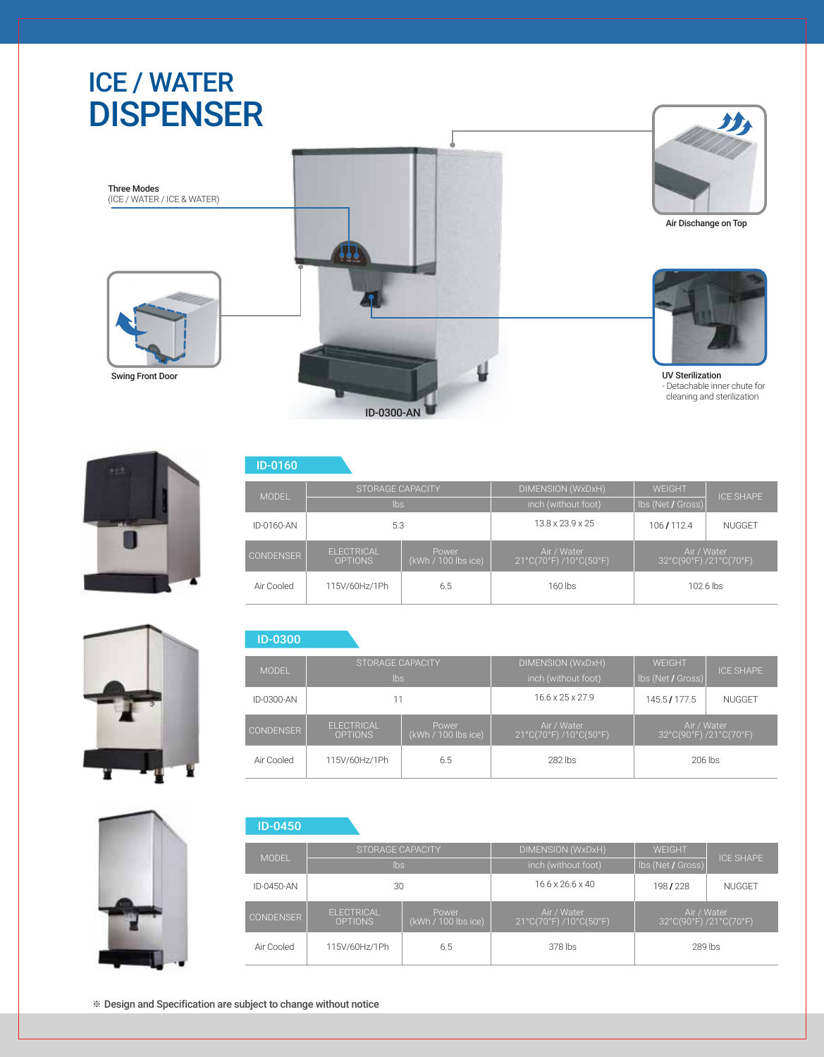# ICE / WATER DISPENSER

**Three Modes**
(ICE / WATER / ICE & WATER)

**Air Dischange on Top**

**Swing Front Door**

**UV Sterilization**
- Detachable inner chute for cleaning and sterilization

ID-0300-AN

## ID-0160

| MODEL | STORAGE CAPACITY | | DIMENSION (WxDxH) | WEIGHT | ICE SHAPE |
|---|---|---|---|---|---|
| | lbs | | inch (without foot) | lbs (Net / Gross) | |
| ID-0160-AN | 5.3 | | 13.8 x 23.9 x 25 | 106 / 112.4 | NUGGET |
| CONDENSER | ELECTRICAL OPTIONS | Power (kWh / 100 lbs ice) | Air / Water 21°C(70°F) /10°C(50°F) | Air / Water 32°C(90°F) /21°C(70°F) | |
| Air Cooled | 115V/60Hz/1Ph | 6.5 | 160 lbs | 102.6 lbs | |

## ID-0300

| MODEL | STORAGE CAPACITY | | DIMENSION (WxDxH) | WEIGHT | ICE SHAPE |
|---|---|---|---|---|---|
| | lbs | | inch (without foot) | lbs (Net / Gross) | |
| ID-0300-AN | 11 | | 16.6 x 25 x 27.9 | 145.5 / 177.5 | NUGGET |
| CONDENSER | ELECTRICAL OPTIONS | Power (kWh / 100 lbs ice) | Air / Water 21°C(70°F) /10°C(50°F) | Air / Water 32°C(90°F) /21°C(70°F) | |
| Air Cooled | 115V/60Hz/1Ph | 6.5 | 282 lbs | 206 lbs | |

## ID-0450

| MODEL | STORAGE CAPACITY | | DIMENSION (WxDxH) | WEIGHT | ICE SHAPE |
|---|---|---|---|---|---|
| | lbs | | inch (without foot) | lbs (Net / Gross) | |
| ID-0450-AN | 30 | | 16.6 x 26.6 x 40 | 198 / 228 | NUGGET |
| CONDENSER | ELECTRICAL OPTIONS | Power (kWh / 100 lbs ice) | Air / Water 21°C(70°F) /10°C(50°F) | Air / Water 32°C(90°F) /21°C(70°F) | |
| Air Cooled | 115V/60Hz/1Ph | 6.5 | 378 lbs | 289 lbs | |

※ Design and Specification are subject to change without notice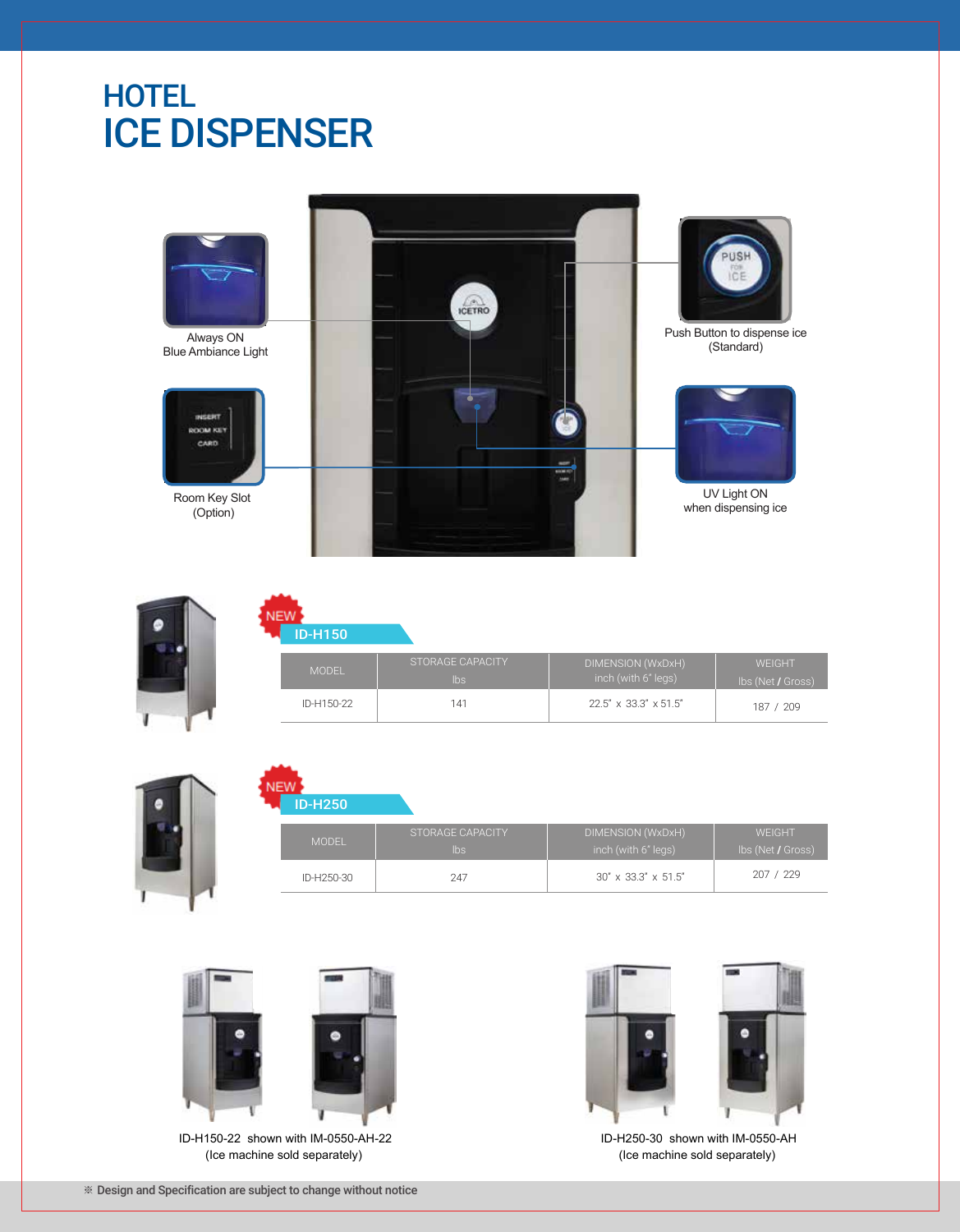# HOTEL
# ICE DISPENSER

Always ON
Blue Ambiance Light

Push Button to dispense ice
(Standard)

Room Key Slot
(Option)

UV Light ON
when dispensing ice

NEW

## ID-H150

| MODEL | STORAGE CAPACITY lbs | DIMENSION (WxDxH) inch (with 6" legs) | WEIGHT lbs (Net / Gross) |
|---|---|---|---|
| ID-H150-22 | 141 | 22.5" x 33.3" x 51.5" | 187 / 209 |

NEW

## ID-H250

| MODEL | STORAGE CAPACITY lbs | DIMENSION (WxDxH) inch (with 6" legs) | WEIGHT lbs (Net / Gross) |
|---|---|---|---|
| ID-H250-30 | 247 | 30" x 33.3" x 51.5" | 207 / 229 |

ID-H150-22 shown with IM-0550-AH-22
(Ice machine sold separately)

ID-H250-30 shown with IM-0550-AH
(Ice machine sold separately)

※ Design and Specification are subject to change without notice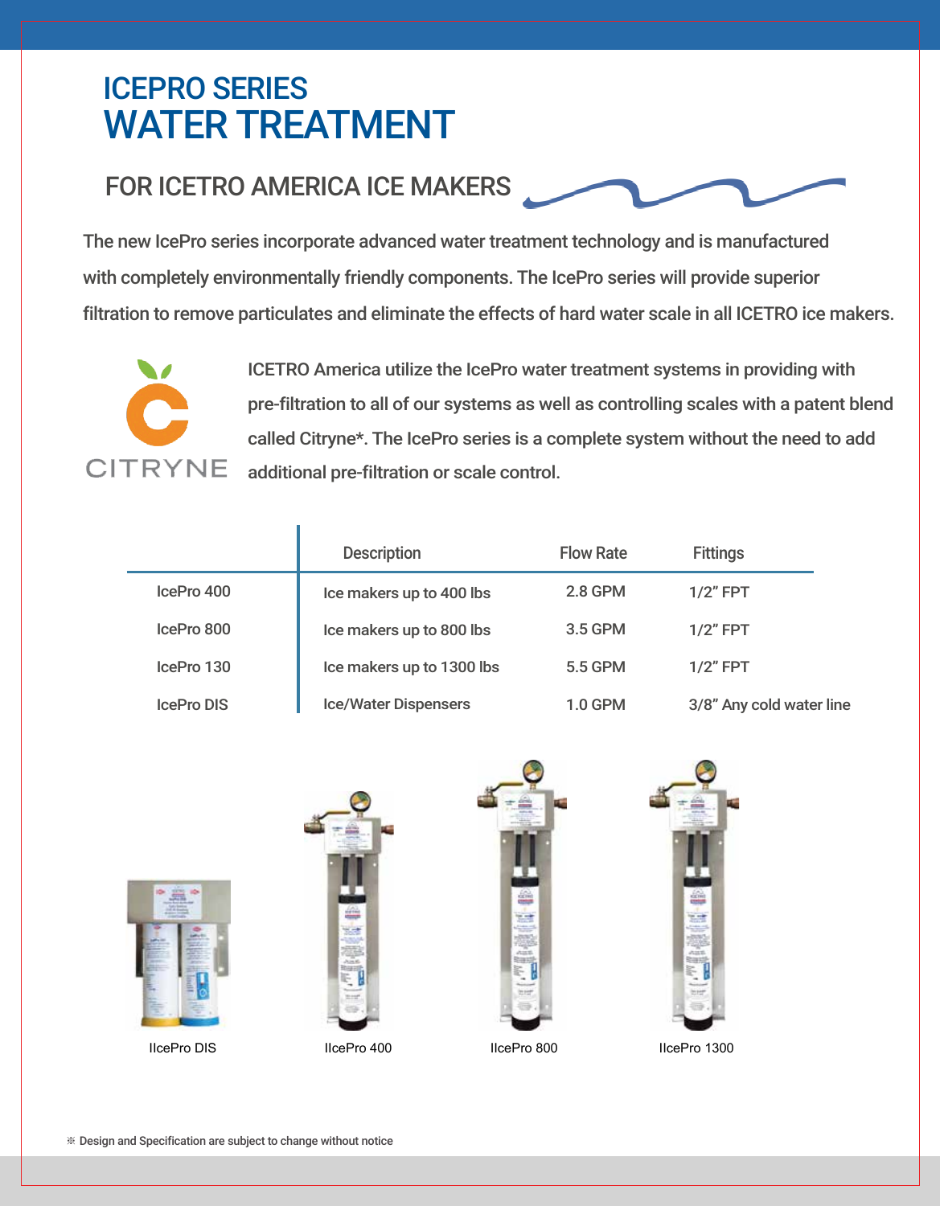# ICEPRO SERIES WATER TREATMENT

## FOR ICETRO AMERICA ICE MAKERS

The new IcePro series incorporate advanced water treatment technology and is manufactured with completely environmentally friendly components. The IcePro series will provide superior filtration to remove particulates and eliminate the effects of hard water scale in all ICETRO ice makers.

CITRYNE

ICETRO America utilize the IcePro water treatment systems in providing with pre-filtration to all of our systems as well as controlling scales with a patent blend called Citryne*. The IcePro series is a complete system without the need to add additional pre-filtration or scale control.

| | Description | Flow Rate | Fittings |
|---|---|---|---|
| IcePro 400 | Ice makers up to 400 lbs | 2.8 GPM | 1/2" FPT |
| IcePro 800 | Ice makers up to 800 lbs | 3.5 GPM | 1/2" FPT |
| IcePro 130 | Ice makers up to 1300 lbs | 5.5 GPM | 1/2" FPT |
| IcePro DIS | Ice/Water Dispensers | 1.0 GPM | 3/8" Any cold water line |

IIcePro DIS

IIcePro 400

IIcePro 800

IIcePro 1300

※ Design and Specification are subject to change without notice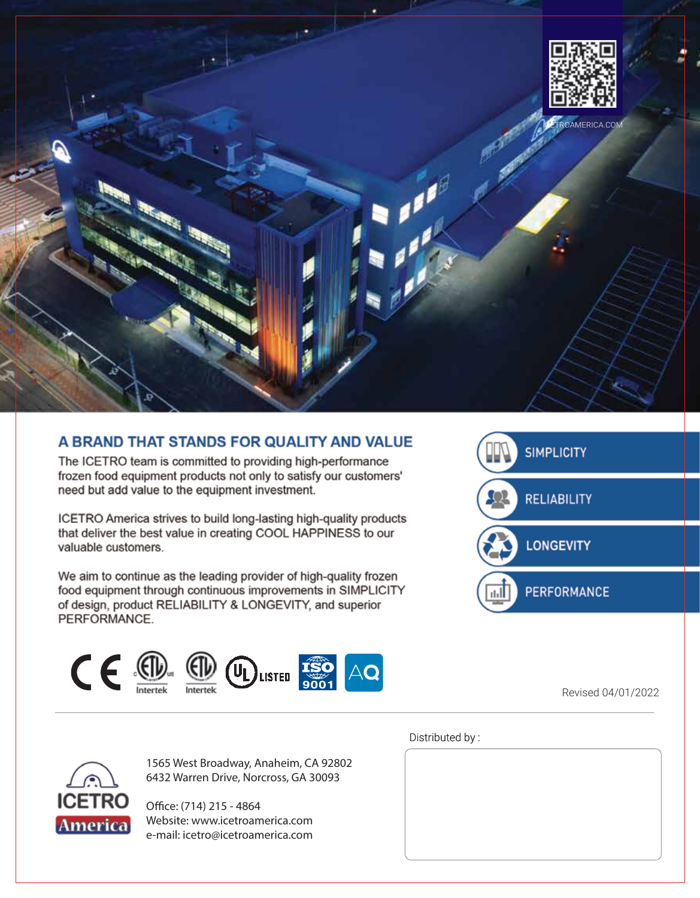ICETROAMERICA.COM

## A BRAND THAT STANDS FOR QUALITY AND VALUE

The ICETRO team is committed to providing high-performance frozen food equipment products not only to satisfy our customers' need but add value to the equipment investment.

ICETRO America strives to build long-lasting high-quality products that deliver the best value in creating COOL HAPPINESS to our valuable customers.

We aim to continue as the leading provider of high-quality frozen food equipment through continuous improvements in SIMPLICITY of design, product RELIABILITY & LONGEVITY, and superior PERFORMANCE.

- SIMPLICITY
- RELIABILITY
- LONGEVITY
- PERFORMANCE

CE | Intertek | Intertek | UL LISTED | ISO 9001 | AQ

Revised 04/01/2022

ICETRO America

1565 West Broadway, Anaheim, CA 92802
6432 Warren Drive, Norcross, GA 30093

Office: (714) 215 - 4864
Website: www.icetroamerica.com
e-mail: icetro@icetroamerica.com

Distributed by :